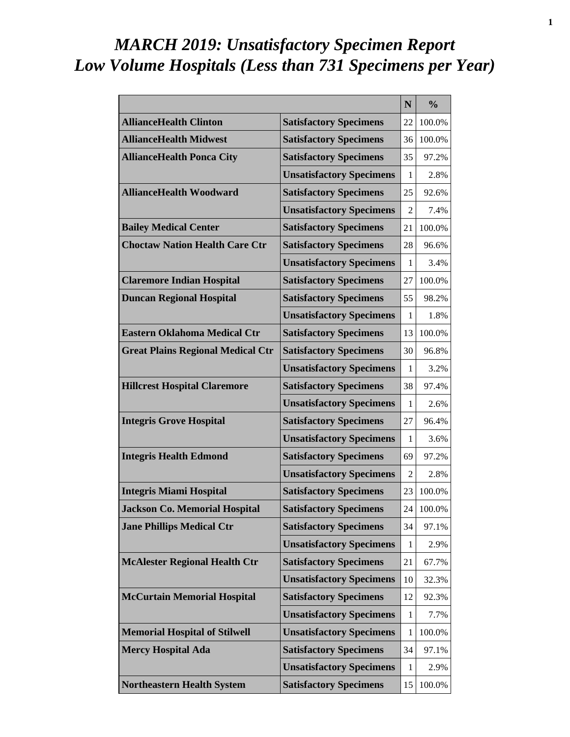# *MARCH 2019: Unsatisfactory Specimen Report*
# *Low Volume Hospitals (Less than 731 Specimens per Year)*

| | | N | % |
|---|---|---|---|
| **AllianceHealth Clinton** | **Satisfactory Specimens** | 22 | 100.0% |
| **AllianceHealth Midwest** | **Satisfactory Specimens** | 36 | 100.0% |
| **AllianceHealth Ponca City** | **Satisfactory Specimens** | 35 | 97.2% |
| | **Unsatisfactory Specimens** | 1 | 2.8% |
| **AllianceHealth Woodward** | **Satisfactory Specimens** | 25 | 92.6% |
| | **Unsatisfactory Specimens** | 2 | 7.4% |
| **Bailey Medical Center** | **Satisfactory Specimens** | 21 | 100.0% |
| **Choctaw Nation Health Care Ctr** | **Satisfactory Specimens** | 28 | 96.6% |
| | **Unsatisfactory Specimens** | 1 | 3.4% |
| **Claremore Indian Hospital** | **Satisfactory Specimens** | 27 | 100.0% |
| **Duncan Regional Hospital** | **Satisfactory Specimens** | 55 | 98.2% |
| | **Unsatisfactory Specimens** | 1 | 1.8% |
| **Eastern Oklahoma Medical Ctr** | **Satisfactory Specimens** | 13 | 100.0% |
| **Great Plains Regional Medical Ctr** | **Satisfactory Specimens** | 30 | 96.8% |
| | **Unsatisfactory Specimens** | 1 | 3.2% |
| **Hillcrest Hospital Claremore** | **Satisfactory Specimens** | 38 | 97.4% |
| | **Unsatisfactory Specimens** | 1 | 2.6% |
| **Integris Grove Hospital** | **Satisfactory Specimens** | 27 | 96.4% |
| | **Unsatisfactory Specimens** | 1 | 3.6% |
| **Integris Health Edmond** | **Satisfactory Specimens** | 69 | 97.2% |
| | **Unsatisfactory Specimens** | 2 | 2.8% |
| **Integris Miami Hospital** | **Satisfactory Specimens** | 23 | 100.0% |
| **Jackson Co. Memorial Hospital** | **Satisfactory Specimens** | 24 | 100.0% |
| **Jane Phillips Medical Ctr** | **Satisfactory Specimens** | 34 | 97.1% |
| | **Unsatisfactory Specimens** | 1 | 2.9% |
| **McAlester Regional Health Ctr** | **Satisfactory Specimens** | 21 | 67.7% |
| | **Unsatisfactory Specimens** | 10 | 32.3% |
| **McCurtain Memorial Hospital** | **Satisfactory Specimens** | 12 | 92.3% |
| | **Unsatisfactory Specimens** | 1 | 7.7% |
| **Memorial Hospital of Stilwell** | **Unsatisfactory Specimens** | 1 | 100.0% |
| **Mercy Hospital Ada** | **Satisfactory Specimens** | 34 | 97.1% |
| | **Unsatisfactory Specimens** | 1 | 2.9% |
| **Northeastern Health System** | **Satisfactory Specimens** | 15 | 100.0% |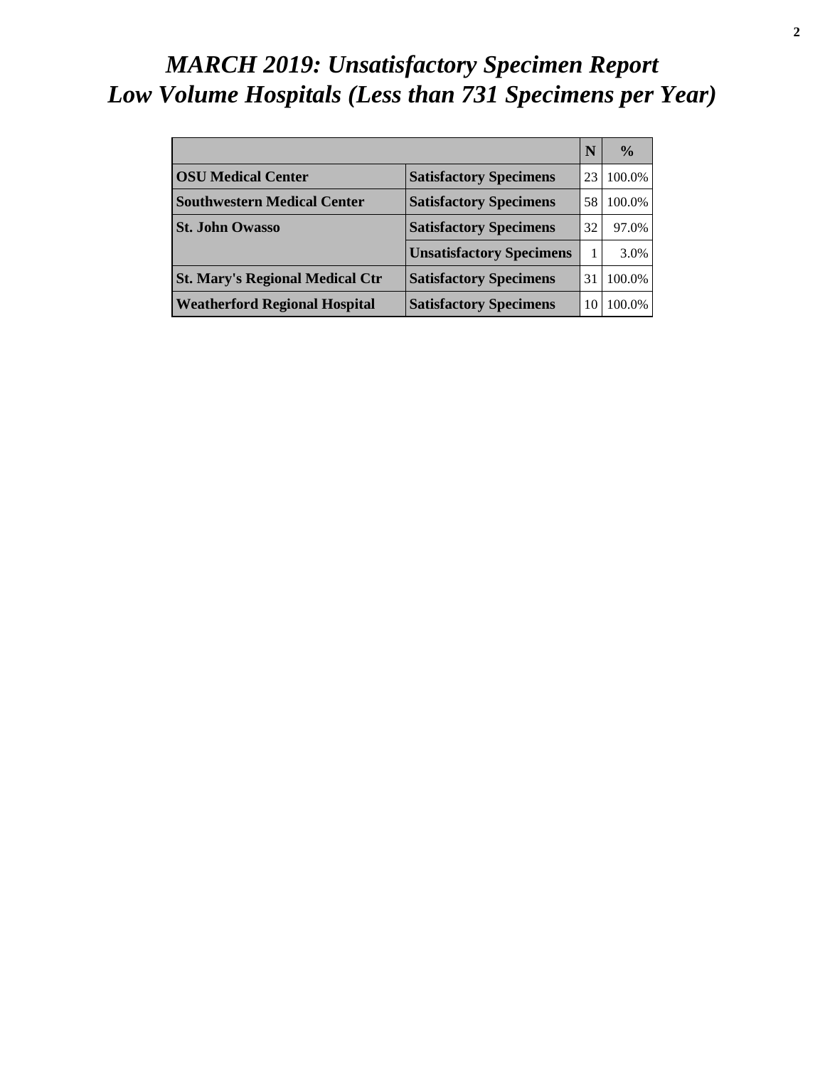# *MARCH 2019: Unsatisfactory Specimen Report*
# *Low Volume Hospitals (Less than 731 Specimens per Year)*

| | | N | % |
|---|---|---|---|
| **OSU Medical Center** | **Satisfactory Specimens** | 23 | 100.0% |
| **Southwestern Medical Center** | **Satisfactory Specimens** | 58 | 100.0% |
| **St. John Owasso** | **Satisfactory Specimens** | 32 | 97.0% |
| | **Unsatisfactory Specimens** | 1 | 3.0% |
| **St. Mary's Regional Medical Ctr** | **Satisfactory Specimens** | 31 | 100.0% |
| **Weatherford Regional Hospital** | **Satisfactory Specimens** | 10 | 100.0% |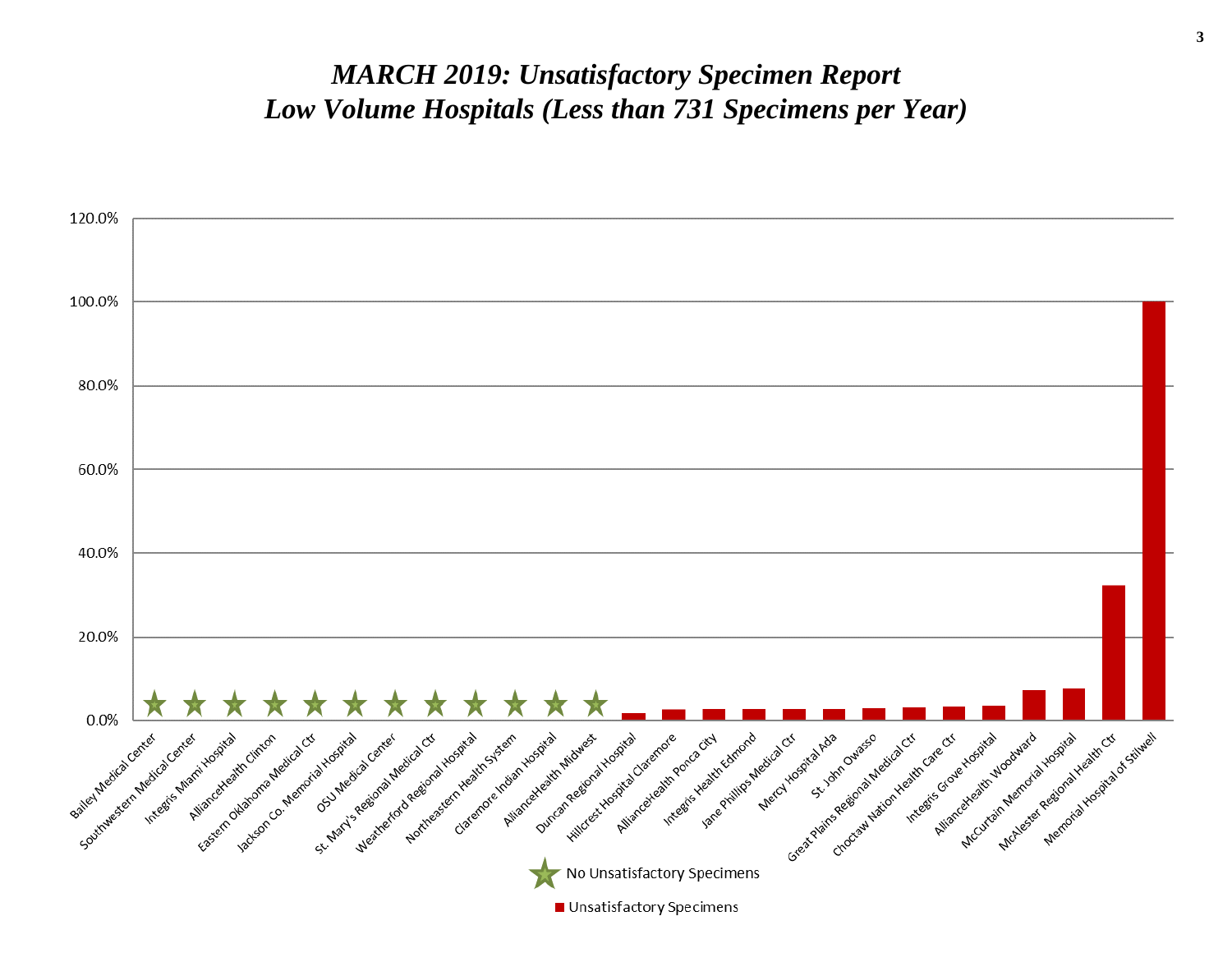# *MARCH 2019: Unsatisfactory Specimen Report*
# *Low Volume Hospitals (Less than 731 Specimens per Year)*

120.0%
100.0%
80.0%
60.0%
40.0%
20.0%
0.0%

Bailey Medical Center
Southwestern Medical Center
Integris Miami Hospital
AllianceHealth Clinton
Eastern Oklahoma Medical Ctr
Jackson Co. Memorial Hospital
OSU Medical Center
St. Mary's Regional Medical Ctr
Weatherford Regional Hospital
Northeastern Health System
Claremore Indian Hospital
AllianceHealth Midwest
Duncan Regional Hospital
Hillcrest Hospital Claremore
AllianceHealth Ponca City
Integris Health Edmond
Jane Phillips Medical Ctr
Mercy Hospital Ada
St. John Owasso
Great Plains Regional Medical Ctr
Choctaw Nation Health Care Ctr
Integris Grove Hospital
AllianceHealth Woodward
McCurtain Memorial Hospital
McAlester Regional Health Ctr
Memorial Hospital of Stilwell

No Unsatisfactory Specimens

Unsatisfactory Specimens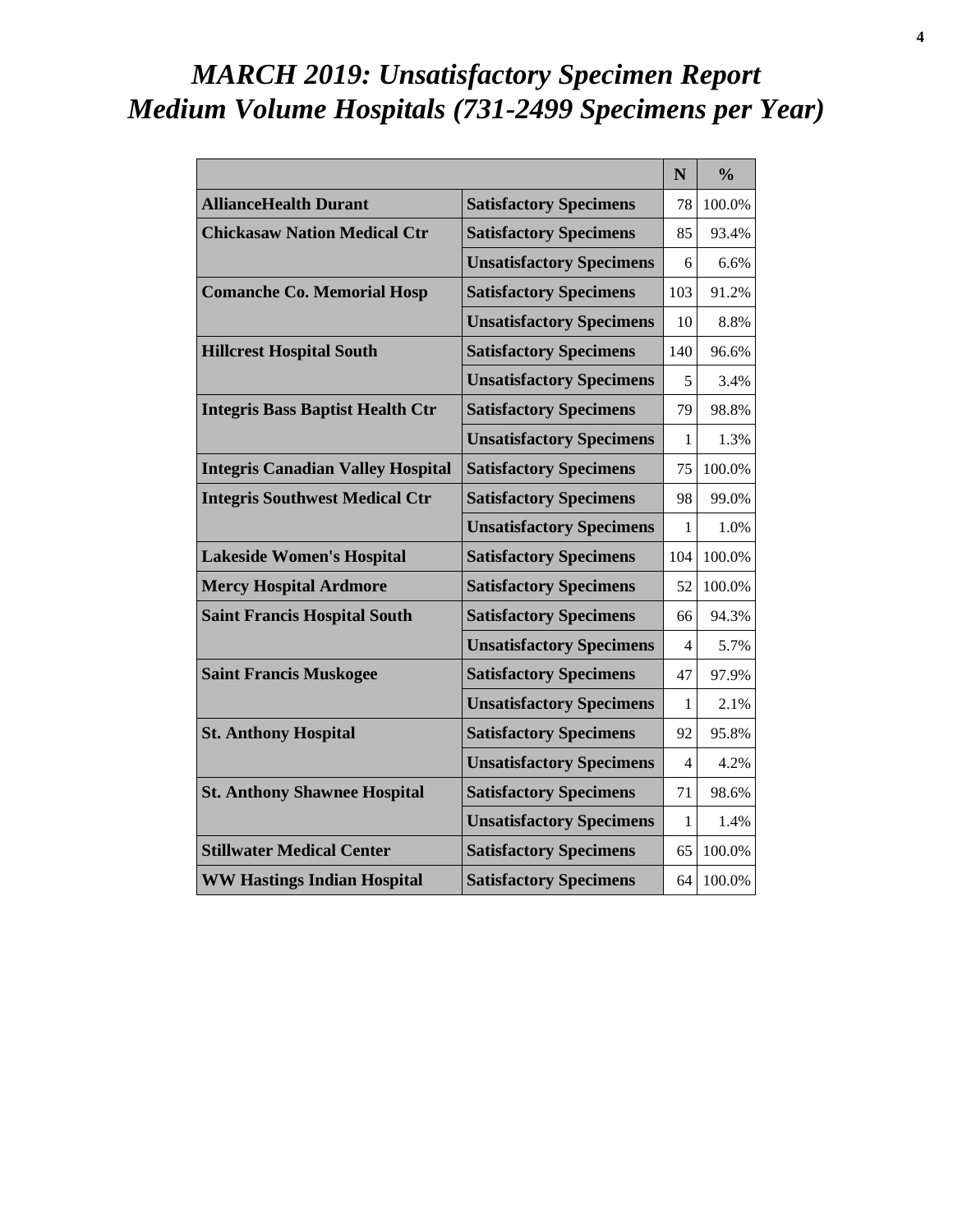# *MARCH 2019: Unsatisfactory Specimen Report*
# *Medium Volume Hospitals (731-2499 Specimens per Year)*

| | | N | % |
|---|---|---|---|
| **AllianceHealth Durant** | **Satisfactory Specimens** | 78 | 100.0% |
| **Chickasaw Nation Medical Ctr** | **Satisfactory Specimens** | 85 | 93.4% |
| | **Unsatisfactory Specimens** | 6 | 6.6% |
| **Comanche Co. Memorial Hosp** | **Satisfactory Specimens** | 103 | 91.2% |
| | **Unsatisfactory Specimens** | 10 | 8.8% |
| **Hillcrest Hospital South** | **Satisfactory Specimens** | 140 | 96.6% |
| | **Unsatisfactory Specimens** | 5 | 3.4% |
| **Integris Bass Baptist Health Ctr** | **Satisfactory Specimens** | 79 | 98.8% |
| | **Unsatisfactory Specimens** | 1 | 1.3% |
| **Integris Canadian Valley Hospital** | **Satisfactory Specimens** | 75 | 100.0% |
| **Integris Southwest Medical Ctr** | **Satisfactory Specimens** | 98 | 99.0% |
| | **Unsatisfactory Specimens** | 1 | 1.0% |
| **Lakeside Women's Hospital** | **Satisfactory Specimens** | 104 | 100.0% |
| **Mercy Hospital Ardmore** | **Satisfactory Specimens** | 52 | 100.0% |
| **Saint Francis Hospital South** | **Satisfactory Specimens** | 66 | 94.3% |
| | **Unsatisfactory Specimens** | 4 | 5.7% |
| **Saint Francis Muskogee** | **Satisfactory Specimens** | 47 | 97.9% |
| | **Unsatisfactory Specimens** | 1 | 2.1% |
| **St. Anthony Hospital** | **Satisfactory Specimens** | 92 | 95.8% |
| | **Unsatisfactory Specimens** | 4 | 4.2% |
| **St. Anthony Shawnee Hospital** | **Satisfactory Specimens** | 71 | 98.6% |
| | **Unsatisfactory Specimens** | 1 | 1.4% |
| **Stillwater Medical Center** | **Satisfactory Specimens** | 65 | 100.0% |
| **WW Hastings Indian Hospital** | **Satisfactory Specimens** | 64 | 100.0% |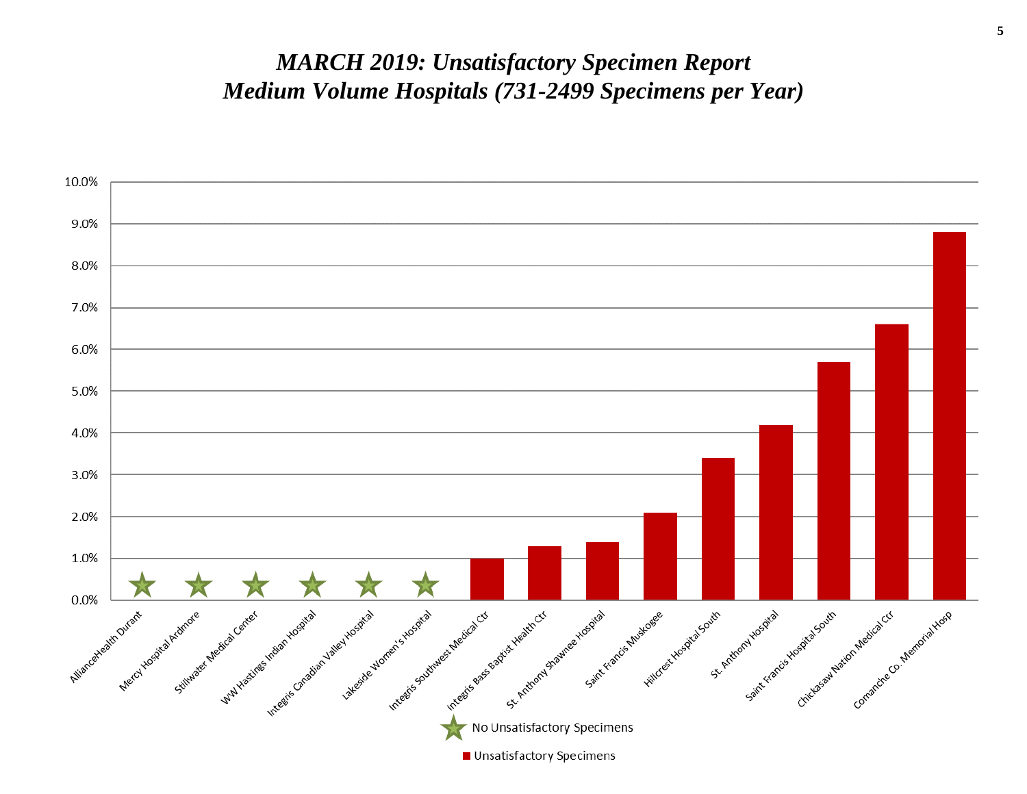# *MARCH 2019: Unsatisfactory Specimen Report*
# *Medium Volume Hospitals (731-2499 Specimens per Year)*

| Hospital | Unsatisfactory Specimens |
|---|---|
| AllianceHealth Durant | ★ No Unsatisfactory Specimens |
| Mercy Hospital Ardmore | ★ No Unsatisfactory Specimens |
| Stillwater Medical Center | ★ No Unsatisfactory Specimens |
| WW Hastings Indian Hospital | ★ No Unsatisfactory Specimens |
| Integris Canadian Valley Hospital | ★ No Unsatisfactory Specimens |
| Lakeside Women's Hospital | ★ No Unsatisfactory Specimens |
| Integris Southwest Medical Ctr | 1.0% |
| Integris Bass Baptist Health Ctr | 1.3% |
| St. Anthony Shawnee Hospital | 1.4% |
| Saint Francis Muskogee | 2.1% |
| Hillcrest Hospital South | 3.4% |
| St. Anthony Hospital | 4.2% |
| Saint Francis Hospital South | 5.7% |
| Chickasaw Nation Medical Ctr | 6.6% |
| Comanche Co. Memorial Hosp | 8.8% |

★ No Unsatisfactory Specimens

■ Unsatisfactory Specimens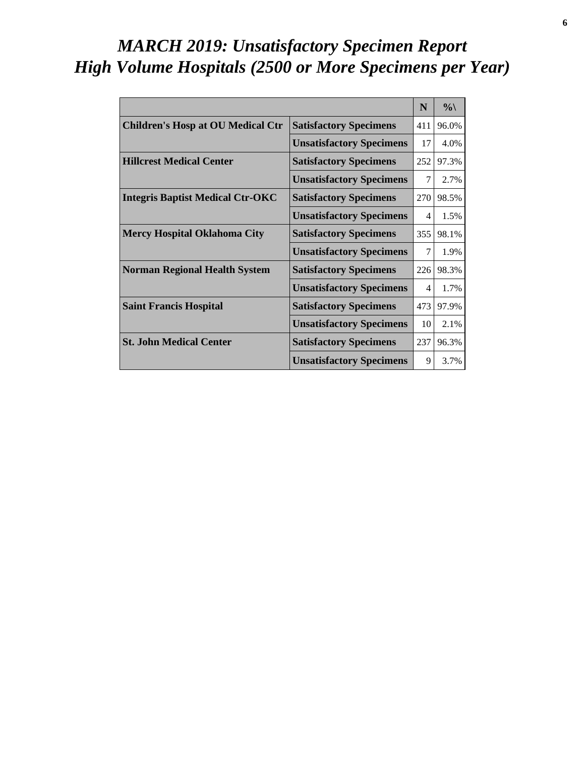# *MARCH 2019: Unsatisfactory Specimen Report*
# *High Volume Hospitals (2500 or More Specimens per Year)*

| | | N | %\ |
|---|---|---|---|
| **Children's Hosp at OU Medical Ctr** | **Satisfactory Specimens** | 411 | 96.0% |
| | **Unsatisfactory Specimens** | 17 | 4.0% |
| **Hillcrest Medical Center** | **Satisfactory Specimens** | 252 | 97.3% |
| | **Unsatisfactory Specimens** | 7 | 2.7% |
| **Integris Baptist Medical Ctr-OKC** | **Satisfactory Specimens** | 270 | 98.5% |
| | **Unsatisfactory Specimens** | 4 | 1.5% |
| **Mercy Hospital Oklahoma City** | **Satisfactory Specimens** | 355 | 98.1% |
| | **Unsatisfactory Specimens** | 7 | 1.9% |
| **Norman Regional Health System** | **Satisfactory Specimens** | 226 | 98.3% |
| | **Unsatisfactory Specimens** | 4 | 1.7% |
| **Saint Francis Hospital** | **Satisfactory Specimens** | 473 | 97.9% |
| | **Unsatisfactory Specimens** | 10 | 2.1% |
| **St. John Medical Center** | **Satisfactory Specimens** | 237 | 96.3% |
| | **Unsatisfactory Specimens** | 9 | 3.7% |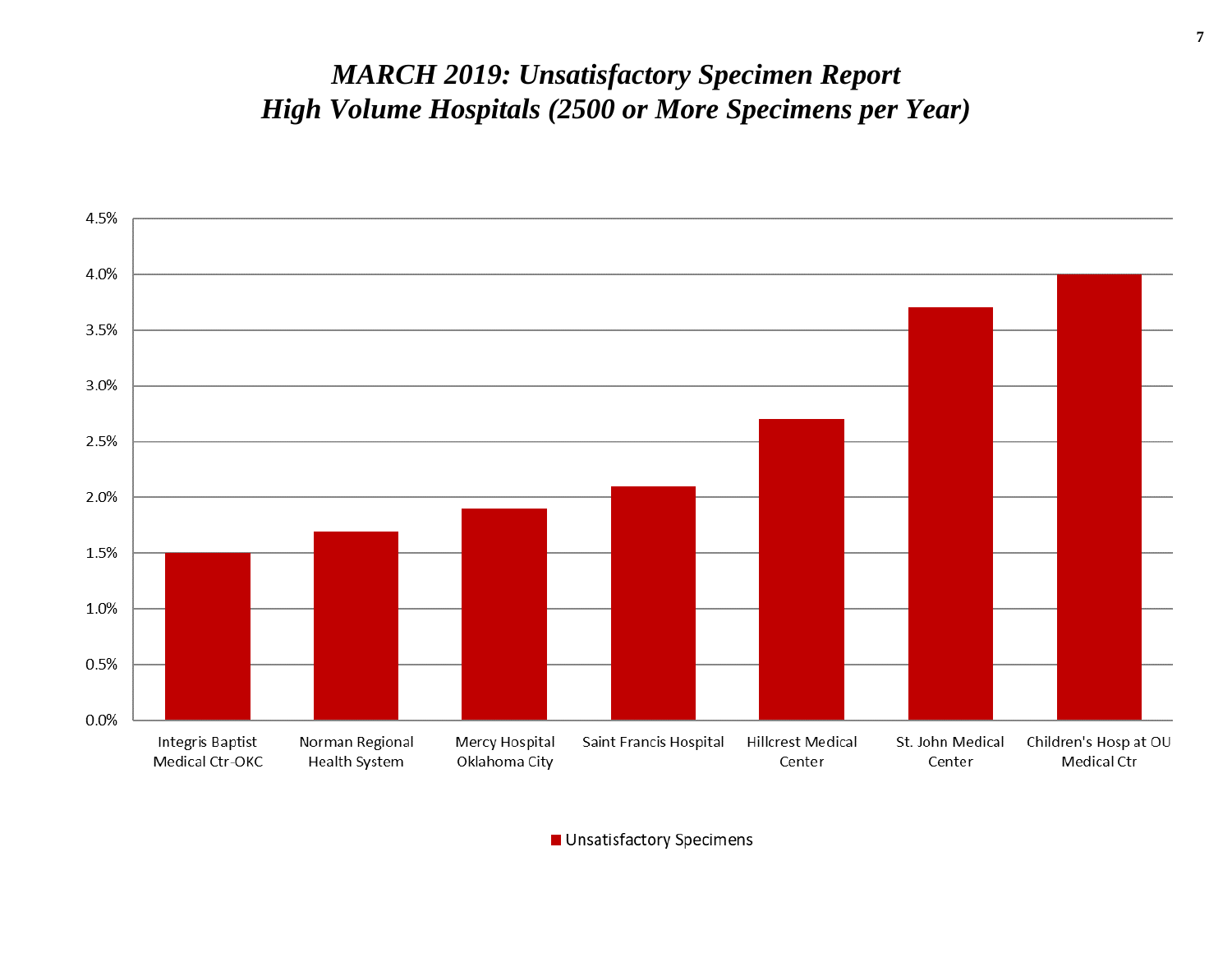# *MARCH 2019: Unsatisfactory Specimen Report*
# *High Volume Hospitals (2500 or More Specimens per Year)*

4.5%
4.0%
3.5%
3.0%
2.5%
2.0%
1.5%
1.0%
0.5%
0.0%

Integris Baptist Medical Ctr-OKC
Norman Regional Health System
Mercy Hospital Oklahoma City
Saint Francis Hospital
Hillcrest Medical Center
St. John Medical Center
Children's Hosp at OU Medical Ctr

Unsatisfactory Specimens